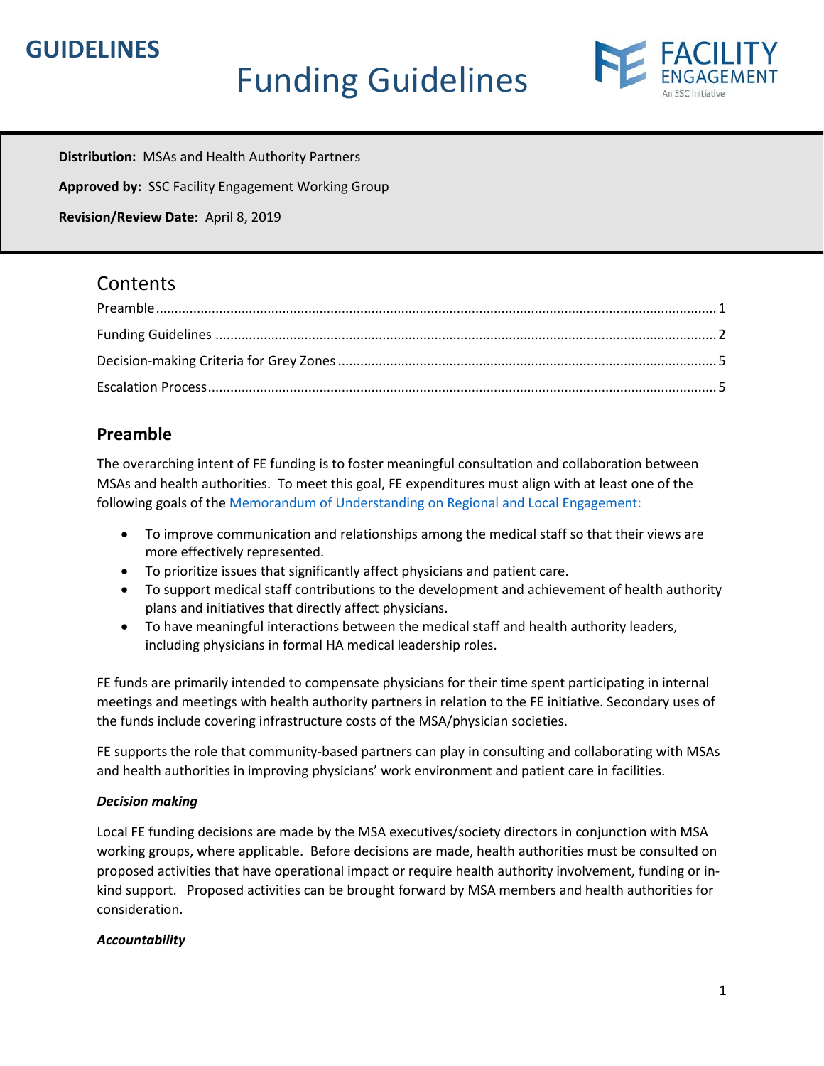**GUIDELINES**

# Funding Guidelines

FACILITY ENGAGEMENT
An SSC Initiative

**Distribution:** MSAs and Health Authority Partners

**Approved by:** SSC Facility Engagement Working Group

**Revision/Review Date:** April 8, 2019

## Contents

Preamble ..... 1
Funding Guidelines ..... 2
Decision-making Criteria for Grey Zones ..... 5
Escalation Process ..... 5

## Preamble

The overarching intent of FE funding is to foster meaningful consultation and collaboration between MSAs and health authorities. To meet this goal, FE expenditures must align with at least one of the following goals of the [Memorandum of Understanding on Regional and Local Engagement:]()

- To improve communication and relationships among the medical staff so that their views are more effectively represented.
- To prioritize issues that significantly affect physicians and patient care.
- To support medical staff contributions to the development and achievement of health authority plans and initiatives that directly affect physicians.
- To have meaningful interactions between the medical staff and health authority leaders, including physicians in formal HA medical leadership roles.

FE funds are primarily intended to compensate physicians for their time spent participating in internal meetings and meetings with health authority partners in relation to the FE initiative. Secondary uses of the funds include covering infrastructure costs of the MSA/physician societies.

FE supports the role that community-based partners can play in consulting and collaborating with MSAs and health authorities in improving physicians' work environment and patient care in facilities.

***Decision making***

Local FE funding decisions are made by the MSA executives/society directors in conjunction with MSA working groups, where applicable. Before decisions are made, health authorities must be consulted on proposed activities that have operational impact or require health authority involvement, funding or in-kind support. Proposed activities can be brought forward by MSA members and health authorities for consideration.

***Accountability***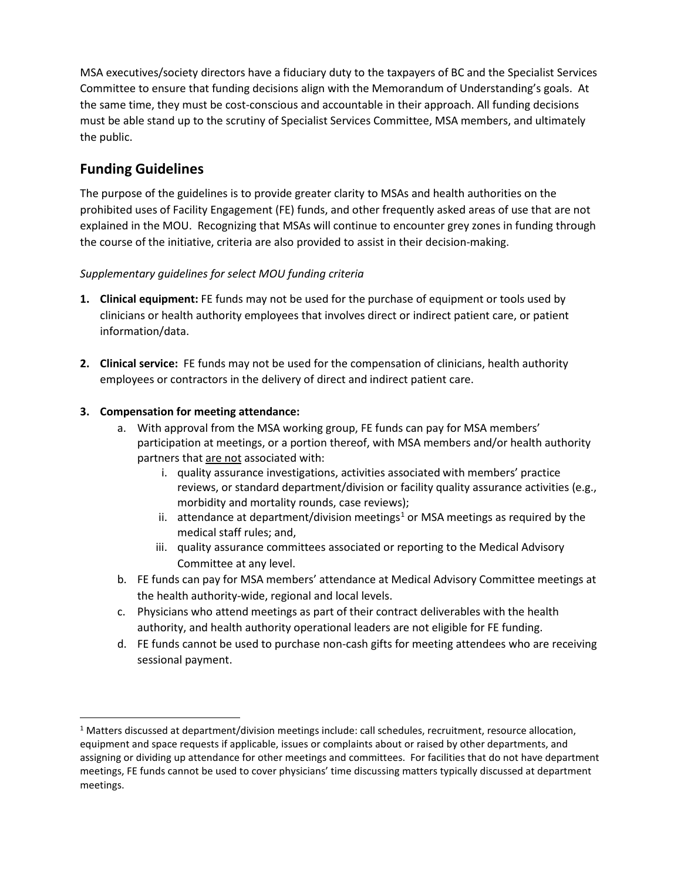MSA executives/society directors have a fiduciary duty to the taxpayers of BC and the Specialist Services Committee to ensure that funding decisions align with the Memorandum of Understanding's goals. At the same time, they must be cost-conscious and accountable in their approach. All funding decisions must be able stand up to the scrutiny of Specialist Services Committee, MSA members, and ultimately the public.

## Funding Guidelines

The purpose of the guidelines is to provide greater clarity to MSAs and health authorities on the prohibited uses of Facility Engagement (FE) funds, and other frequently asked areas of use that are not explained in the MOU. Recognizing that MSAs will continue to encounter grey zones in funding through the course of the initiative, criteria are also provided to assist in their decision-making.

*Supplementary guidelines for select MOU funding criteria*

1. **Clinical equipment:** FE funds may not be used for the purchase of equipment or tools used by clinicians or health authority employees that involves direct or indirect patient care, or patient information/data.

2. **Clinical service:** FE funds may not be used for the compensation of clinicians, health authority employees or contractors in the delivery of direct and indirect patient care.

3. **Compensation for meeting attendance:**
   a. With approval from the MSA working group, FE funds can pay for MSA members' participation at meetings, or a portion thereof, with MSA members and/or health authority partners that <u>are not</u> associated with:
      i. quality assurance investigations, activities associated with members' practice reviews, or standard department/division or facility quality assurance activities (e.g., morbidity and mortality rounds, case reviews);
      ii. attendance at department/division meetings[1] or MSA meetings as required by the medical staff rules; and,
      iii. quality assurance committees associated or reporting to the Medical Advisory Committee at any level.
   
   b. FE funds can pay for MSA members' attendance at Medical Advisory Committee meetings at the health authority-wide, regional and local levels.
   
   c. Physicians who attend meetings as part of their contract deliverables with the health authority, and health authority operational leaders are not eligible for FE funding.
   
   d. FE funds cannot be used to purchase non-cash gifts for meeting attendees who are receiving sessional payment.

---

[1] Matters discussed at department/division meetings include: call schedules, recruitment, resource allocation, equipment and space requests if applicable, issues or complaints about or raised by other departments, and assigning or dividing up attendance for other meetings and committees. For facilities that do not have department meetings, FE funds cannot be used to cover physicians' time discussing matters typically discussed at department meetings.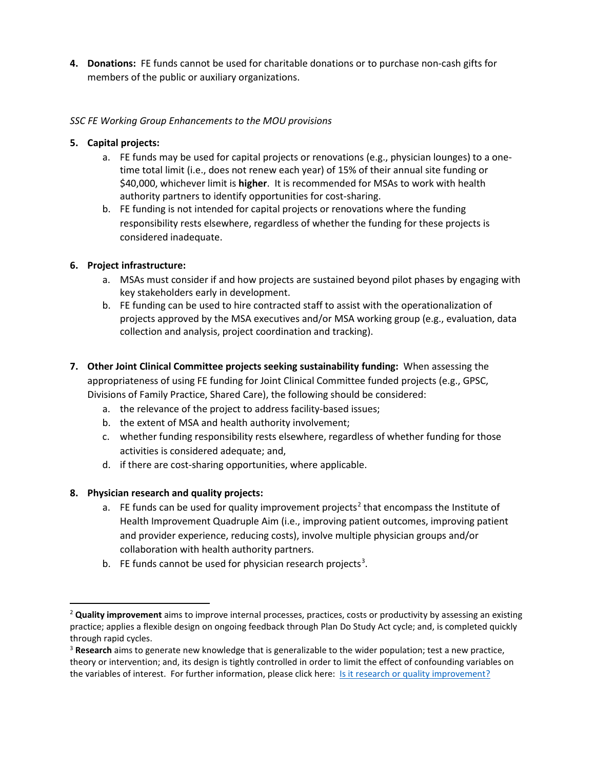4. **Donations:** FE funds cannot be used for charitable donations or to purchase non-cash gifts for members of the public or auxiliary organizations.

*SSC FE Working Group Enhancements to the MOU provisions*

5. **Capital projects:**
   a. FE funds may be used for capital projects or renovations (e.g., physician lounges) to a one-time total limit (i.e., does not renew each year) of 15% of their annual site funding or $40,000, whichever limit is **higher**. It is recommended for MSAs to work with health authority partners to identify opportunities for cost-sharing.
   b. FE funding is not intended for capital projects or renovations where the funding responsibility rests elsewhere, regardless of whether the funding for these projects is considered inadequate.

6. **Project infrastructure:**
   a. MSAs must consider if and how projects are sustained beyond pilot phases by engaging with key stakeholders early in development.
   b. FE funding can be used to hire contracted staff to assist with the operationalization of projects approved by the MSA executives and/or MSA working group (e.g., evaluation, data collection and analysis, project coordination and tracking).

7. **Other Joint Clinical Committee projects seeking sustainability funding:** When assessing the appropriateness of using FE funding for Joint Clinical Committee funded projects (e.g., GPSC, Divisions of Family Practice, Shared Care), the following should be considered:
   a. the relevance of the project to address facility-based issues;
   b. the extent of MSA and health authority involvement;
   c. whether funding responsibility rests elsewhere, regardless of whether funding for those activities is considered adequate; and,
   d. if there are cost-sharing opportunities, where applicable.

8. **Physician research and quality projects:**
   a. FE funds can be used for quality improvement projects[2] that encompass the Institute of Health Improvement Quadruple Aim (i.e., improving patient outcomes, improving patient and provider experience, reducing costs), involve multiple physician groups and/or collaboration with health authority partners.
   b. FE funds cannot be used for physician research projects[3].

---

[2] **Quality improvement** aims to improve internal processes, practices, costs or productivity by assessing an existing practice; applies a flexible design on ongoing feedback through Plan Do Study Act cycle; and, is completed quickly through rapid cycles.

[3] **Research** aims to generate new knowledge that is generalizable to the wider population; test a new practice, theory or intervention; and, its design is tightly controlled in order to limit the effect of confounding variables on the variables of interest. For further information, please click here: Is it research or quality improvement?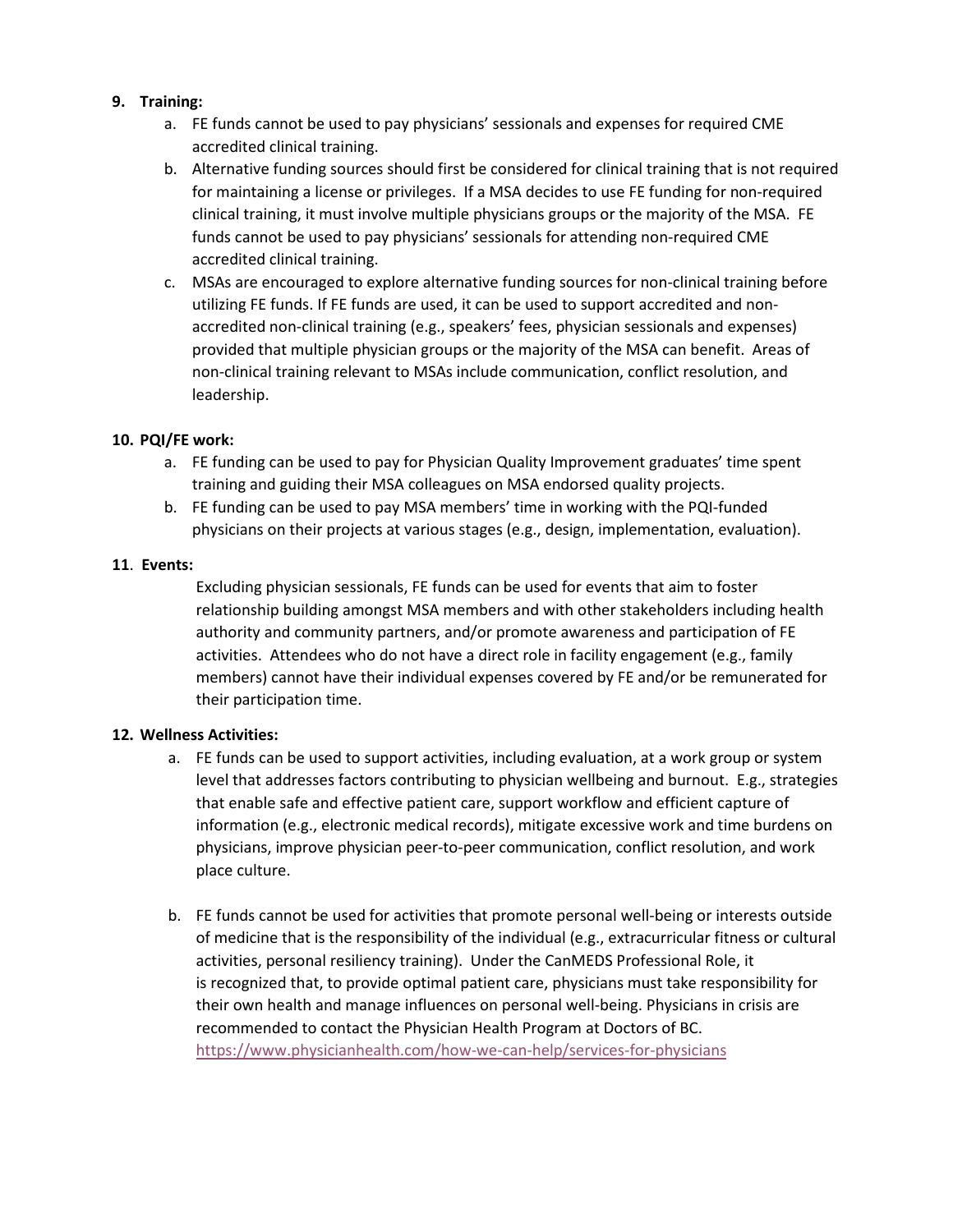9. **Training:**
    a. FE funds cannot be used to pay physicians' sessionals and expenses for required CME accredited clinical training.
    b. Alternative funding sources should first be considered for clinical training that is not required for maintaining a license or privileges. If a MSA decides to use FE funding for non-required clinical training, it must involve multiple physicians groups or the majority of the MSA. FE funds cannot be used to pay physicians' sessionals for attending non-required CME accredited clinical training.
    c. MSAs are encouraged to explore alternative funding sources for non-clinical training before utilizing FE funds. If FE funds are used, it can be used to support accredited and non-accredited non-clinical training (e.g., speakers' fees, physician sessionals and expenses) provided that multiple physician groups or the majority of the MSA can benefit. Areas of non-clinical training relevant to MSAs include communication, conflict resolution, and leadership.

10. **PQI/FE work:**
    a. FE funding can be used to pay for Physician Quality Improvement graduates' time spent training and guiding their MSA colleagues on MSA endorsed quality projects.
    b. FE funding can be used to pay MSA members' time in working with the PQI-funded physicians on their projects at various stages (e.g., design, implementation, evaluation).

11. **Events:**

    Excluding physician sessionals, FE funds can be used for events that aim to foster relationship building amongst MSA members and with other stakeholders including health authority and community partners, and/or promote awareness and participation of FE activities. Attendees who do not have a direct role in facility engagement (e.g., family members) cannot have their individual expenses covered by FE and/or be remunerated for their participation time.

12. **Wellness Activities:**
    a. FE funds can be used to support activities, including evaluation, at a work group or system level that addresses factors contributing to physician wellbeing and burnout. E.g., strategies that enable safe and effective patient care, support workflow and efficient capture of information (e.g., electronic medical records), mitigate excessive work and time burdens on physicians, improve physician peer-to-peer communication, conflict resolution, and work place culture.

    b. FE funds cannot be used for activities that promote personal well-being or interests outside of medicine that is the responsibility of the individual (e.g., extracurricular fitness or cultural activities, personal resiliency training). Under the CanMEDS Professional Role, it is recognized that, to provide optimal patient care, physicians must take responsibility for their own health and manage influences on personal well-being. Physicians in crisis are recommended to contact the Physician Health Program at Doctors of BC. https://www.physicianhealth.com/how-we-can-help/services-for-physicians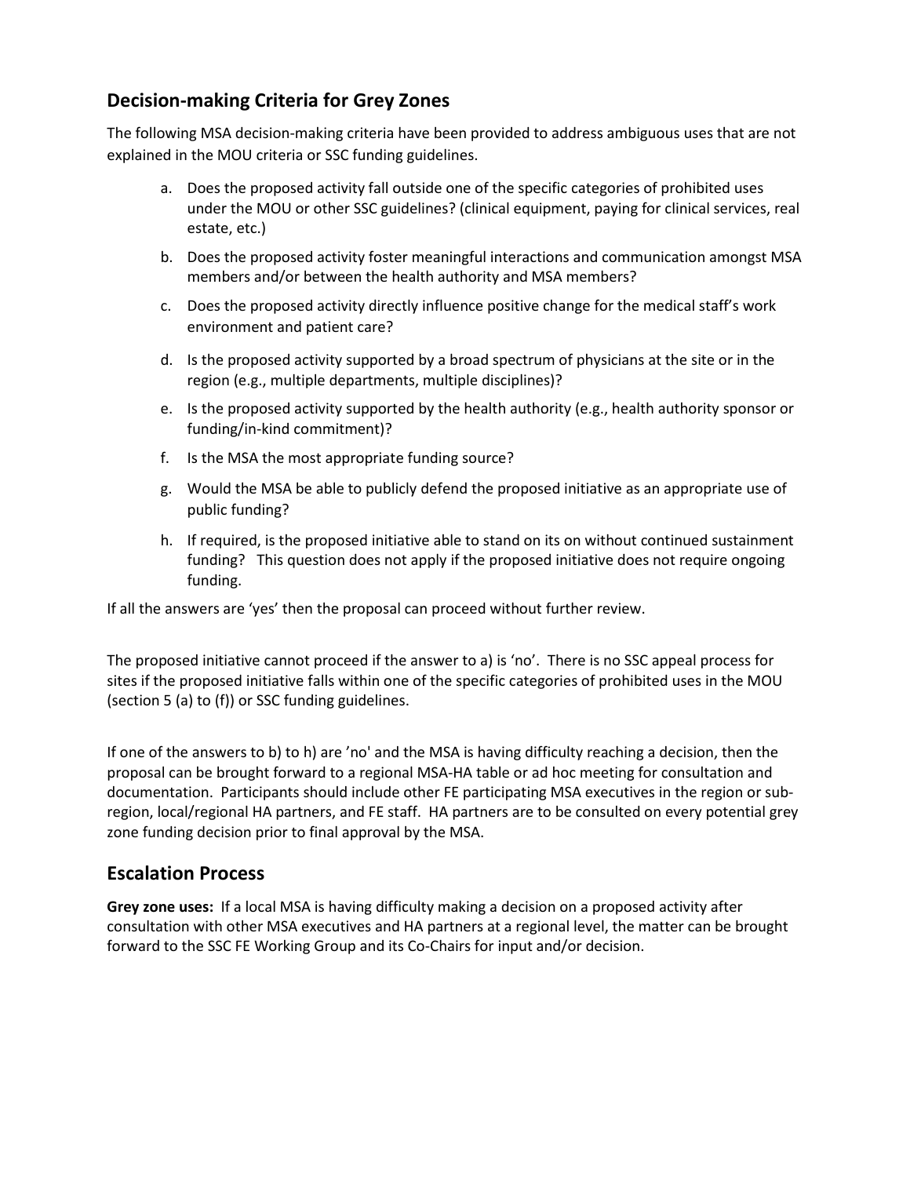## Decision-making Criteria for Grey Zones

The following MSA decision-making criteria have been provided to address ambiguous uses that are not explained in the MOU criteria or SSC funding guidelines.

a. Does the proposed activity fall outside one of the specific categories of prohibited uses under the MOU or other SSC guidelines? (clinical equipment, paying for clinical services, real estate, etc.)

b. Does the proposed activity foster meaningful interactions and communication amongst MSA members and/or between the health authority and MSA members?

c. Does the proposed activity directly influence positive change for the medical staff's work environment and patient care?

d. Is the proposed activity supported by a broad spectrum of physicians at the site or in the region (e.g., multiple departments, multiple disciplines)?

e. Is the proposed activity supported by the health authority (e.g., health authority sponsor or funding/in-kind commitment)?

f. Is the MSA the most appropriate funding source?

g. Would the MSA be able to publicly defend the proposed initiative as an appropriate use of public funding?

h. If required, is the proposed initiative able to stand on its on without continued sustainment funding? This question does not apply if the proposed initiative does not require ongoing funding.

If all the answers are 'yes' then the proposal can proceed without further review.

The proposed initiative cannot proceed if the answer to a) is 'no'. There is no SSC appeal process for sites if the proposed initiative falls within one of the specific categories of prohibited uses in the MOU (section 5 (a) to (f)) or SSC funding guidelines.

If one of the answers to b) to h) are 'no' and the MSA is having difficulty reaching a decision, then the proposal can be brought forward to a regional MSA-HA table or ad hoc meeting for consultation and documentation. Participants should include other FE participating MSA executives in the region or sub-region, local/regional HA partners, and FE staff. HA partners are to be consulted on every potential grey zone funding decision prior to final approval by the MSA.

## Escalation Process

**Grey zone uses:** If a local MSA is having difficulty making a decision on a proposed activity after consultation with other MSA executives and HA partners at a regional level, the matter can be brought forward to the SSC FE Working Group and its Co-Chairs for input and/or decision.